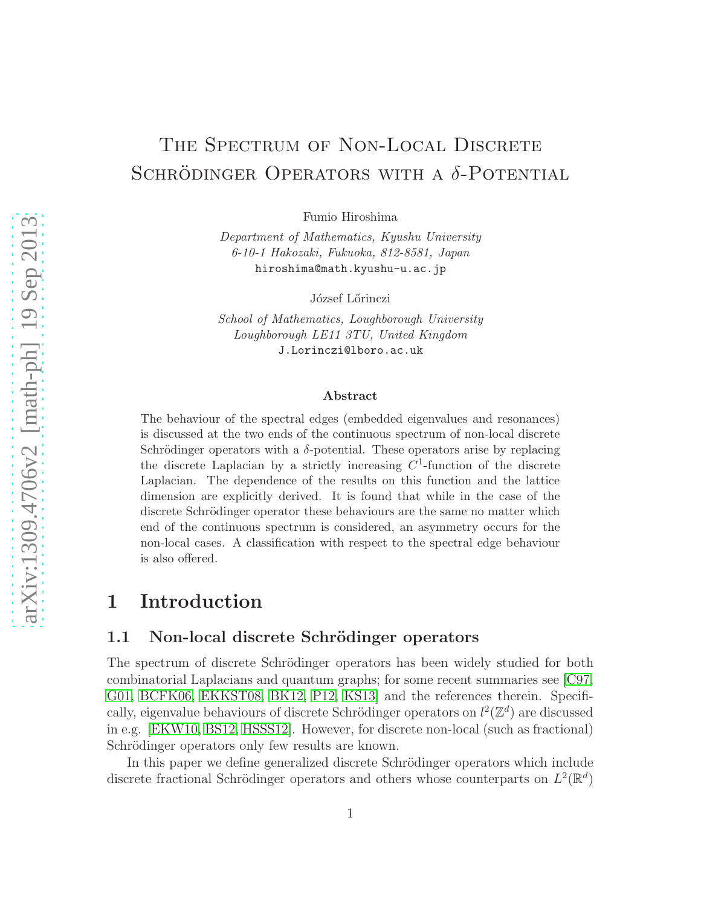# The Spectrum of Non-Local Discrete Schrödinger Operators with a $\delta$-Potential

Fumio Hiroshima

*Department of Mathematics, Kyushu University*
*6-10-1 Hakozaki, Fukuoka, 812-8581, Japan*
hiroshima@math.kyushu-u.ac.jp

József Lőrinczi

*School of Mathematics, Loughborough University*
*Loughborough LE11 3TU, United Kingdom*
J.Lorinczi@lboro.ac.uk

**Abstract**

The behaviour of the spectral edges (embedded eigenvalues and resonances) is discussed at the two ends of the continuous spectrum of non-local discrete Schrödinger operators with a $\delta$-potential. These operators arise by replacing the discrete Laplacian by a strictly increasing $C^1$-function of the discrete Laplacian. The dependence of the results on this function and the lattice dimension are explicitly derived. It is found that while in the case of the discrete Schrödinger operator these behaviours are the same no matter which end of the continuous spectrum is considered, an asymmetry occurs for the non-local cases. A classification with respect to the spectral edge behaviour is also offered.

## 1 Introduction

### 1.1 Non-local discrete Schrödinger operators

The spectrum of discrete Schrödinger operators has been widely studied for both combinatorial Laplacians and quantum graphs; for some recent summaries see [C97, G01, BCFK06, EKKST08, BK12, P12, KS13] and the references therein. Specifically, eigenvalue behaviours of discrete Schrödinger operators on $l^2(\mathbb{Z}^d)$ are discussed in e.g. [EKW10, BS12, HSSS12]. However, for discrete non-local (such as fractional) Schrödinger operators only few results are known.

In this paper we define generalized discrete Schrödinger operators which include discrete fractional Schrödinger operators and others whose counterparts on $L^2(\mathbb{R}^d)$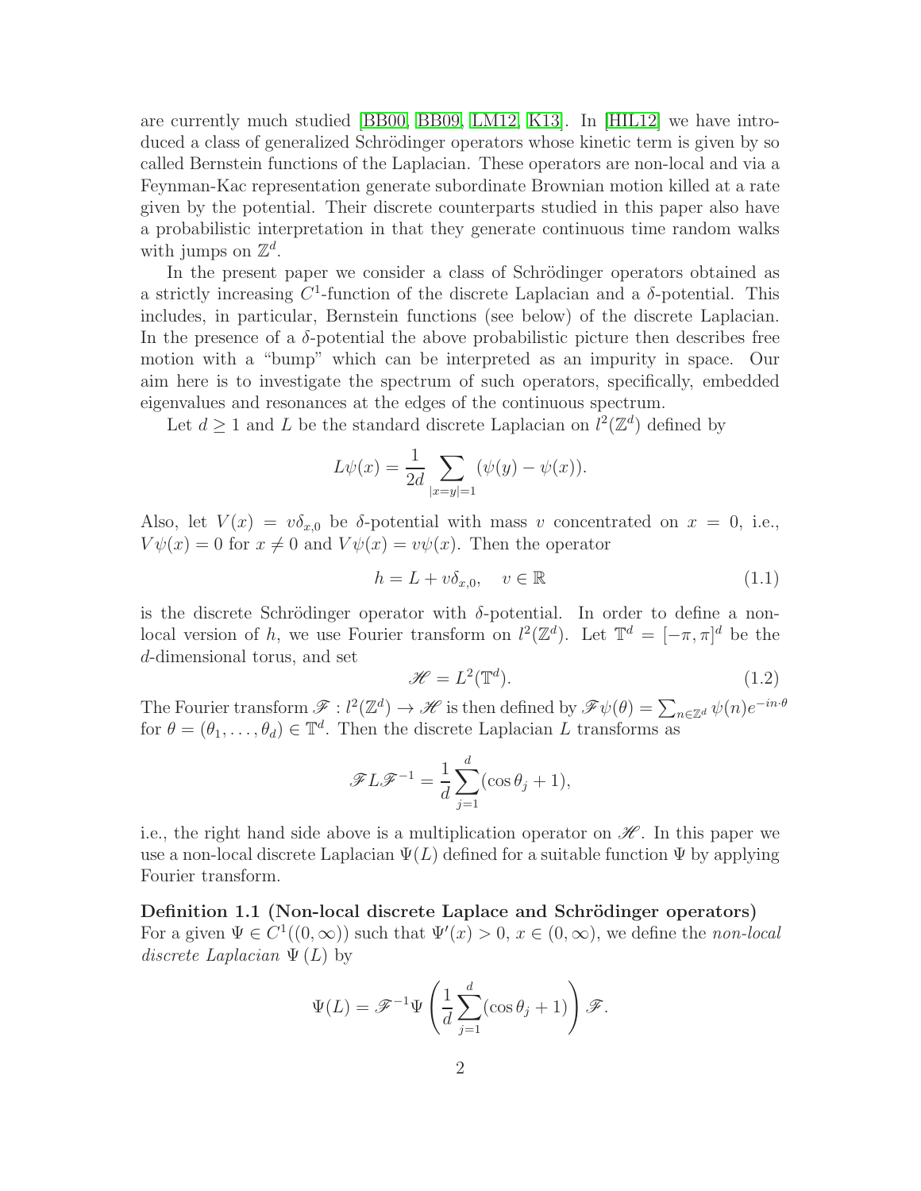are currently much studied [BB00, BB09, LM12, K13]. In [HIL12] we have introduced a class of generalized Schrödinger operators whose kinetic term is given by so called Bernstein functions of the Laplacian. These operators are non-local and via a Feynman-Kac representation generate subordinate Brownian motion killed at a rate given by the potential. Their discrete counterparts studied in this paper also have a probabilistic interpretation in that they generate continuous time random walks with jumps on $\mathbb{Z}^d$.

In the present paper we consider a class of Schrödinger operators obtained as a strictly increasing $C^1$-function of the discrete Laplacian and a $\delta$-potential. This includes, in particular, Bernstein functions (see below) of the discrete Laplacian. In the presence of a $\delta$-potential the above probabilistic picture then describes free motion with a "bump" which can be interpreted as an impurity in space. Our aim here is to investigate the spectrum of such operators, specifically, embedded eigenvalues and resonances at the edges of the continuous spectrum.

Let $d \geq 1$ and $L$ be the standard discrete Laplacian on $l^2(\mathbb{Z}^d)$ defined by

$$L\psi(x) = \frac{1}{2d} \sum_{|x=y|=1} (\psi(y) - \psi(x)).$$

Also, let $V(x) = v\delta_{x,0}$ be $\delta$-potential with mass $v$ concentrated on $x = 0$, i.e., $V\psi(x) = 0$ for $x \neq 0$ and $V\psi(x) = v\psi(x)$. Then the operator

$$h = L + v\delta_{x,0}, \quad v \in \mathbb{R} \tag{1.1}$$

is the discrete Schrödinger operator with $\delta$-potential. In order to define a non-local version of $h$, we use Fourier transform on $l^2(\mathbb{Z}^d)$. Let $\mathbb{T}^d = [-\pi, \pi]^d$ be the $d$-dimensional torus, and set

$$\mathscr{H} = L^2(\mathbb{T}^d). \tag{1.2}$$

The Fourier transform $\mathscr{F} : l^2(\mathbb{Z}^d) \to \mathscr{H}$ is then defined by $\mathscr{F}\psi(\theta) = \sum_{n \in \mathbb{Z}^d} \psi(n) e^{-in\cdot\theta}$ for $\theta = (\theta_1, \ldots, \theta_d) \in \mathbb{T}^d$. Then the discrete Laplacian $L$ transforms as

$$\mathscr{F} L \mathscr{F}^{-1} = \frac{1}{d} \sum_{j=1}^{d} (\cos\theta_j + 1),$$

i.e., the right hand side above is a multiplication operator on $\mathscr{H}$. In this paper we use a non-local discrete Laplacian $\Psi(L)$ defined for a suitable function $\Psi$ by applying Fourier transform.

**Definition 1.1 (Non-local discrete Laplace and Schrödinger operators)** For a given $\Psi \in C^1((0, \infty))$ such that $\Psi'(x) > 0$, $x \in (0, \infty)$, we define the *non-local discrete Laplacian* $\Psi(L)$ by

$$\Psi(L) = \mathscr{F}^{-1} \Psi \left( \frac{1}{d} \sum_{j=1}^{d} (\cos\theta_j + 1) \right) \mathscr{F}.$$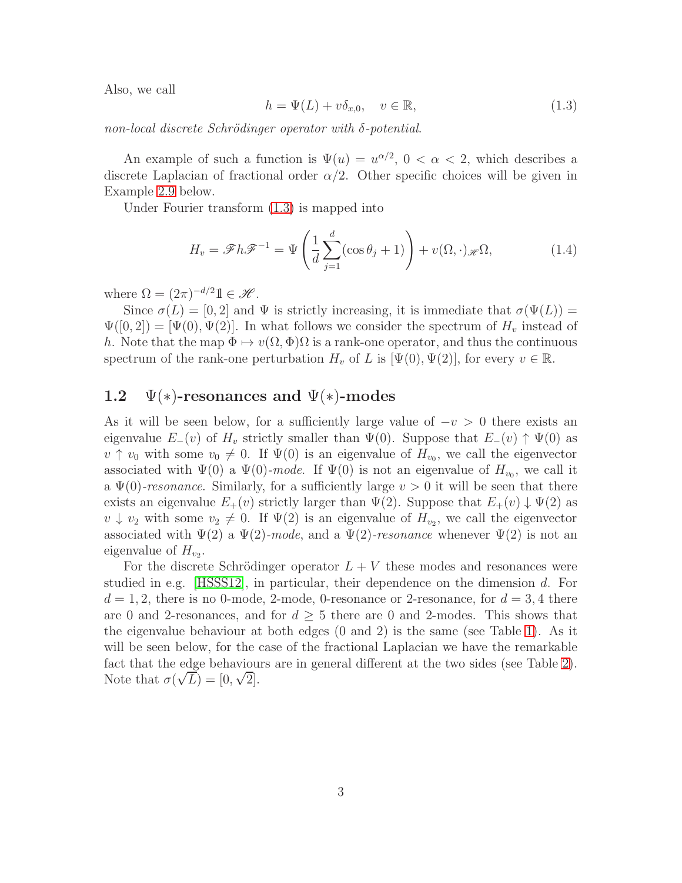Also, we call

$$h = \Psi(L) + v\delta_{x,0}, \quad v \in \mathbb{R}, \tag{1.3}$$

*non-local discrete Schrödinger operator with δ-potential*.

An example of such a function is $\Psi(u) = u^{\alpha/2}$, $0 < \alpha < 2$, which describes a discrete Laplacian of fractional order $\alpha/2$. Other specific choices will be given in Example 2.9 below.

Under Fourier transform (1.3) is mapped into

$$H_v = \mathscr{F} h \mathscr{F}^{-1} = \Psi\left(\frac{1}{d}\sum_{j=1}^{d}(\cos\theta_j + 1)\right) + v(\Omega, \cdot)_{\mathscr{H}}\Omega, \tag{1.4}$$

where $\Omega = (2\pi)^{-d/2}\mathbb{1} \in \mathscr{H}$.

Since $\sigma(L) = [0, 2]$ and $\Psi$ is strictly increasing, it is immediate that $\sigma(\Psi(L)) = \Psi([0, 2]) = [\Psi(0), \Psi(2)]$. In what follows we consider the spectrum of $H_v$ instead of $h$. Note that the map $\Phi \mapsto v(\Omega, \Phi)\Omega$ is a rank-one operator, and thus the continuous spectrum of the rank-one perturbation $H_v$ of $L$ is $[\Psi(0), \Psi(2)]$, for every $v \in \mathbb{R}$.

## 1.2 $\Psi(*)$-resonances and $\Psi(*)$-modes

As it will be seen below, for a sufficiently large value of $-v > 0$ there exists an eigenvalue $E_-(v)$ of $H_v$ strictly smaller than $\Psi(0)$. Suppose that $E_-(v) \uparrow \Psi(0)$ as $v \uparrow v_0$ with some $v_0 \neq 0$. If $\Psi(0)$ is an eigenvalue of $H_{v_0}$, we call the eigenvector associated with $\Psi(0)$ a $\Psi(0)$-*mode*. If $\Psi(0)$ is not an eigenvalue of $H_{v_0}$, we call it a $\Psi(0)$-*resonance*. Similarly, for a sufficiently large $v > 0$ it will be seen that there exists an eigenvalue $E_+(v)$ strictly larger than $\Psi(2)$. Suppose that $E_+(v) \downarrow \Psi(2)$ as $v \downarrow v_2$ with some $v_2 \neq 0$. If $\Psi(2)$ is an eigenvalue of $H_{v_2}$, we call the eigenvector associated with $\Psi(2)$ a $\Psi(2)$-*mode*, and a $\Psi(2)$-*resonance* whenever $\Psi(2)$ is not an eigenvalue of $H_{v_2}$.

For the discrete Schrödinger operator $L + V$ these modes and resonances were studied in e.g. [HSSS12], in particular, their dependence on the dimension $d$. For $d = 1, 2$, there is no 0-mode, 2-mode, 0-resonance or 2-resonance, for $d = 3, 4$ there are 0 and 2-resonances, and for $d \geq 5$ there are 0 and 2-modes. This shows that the eigenvalue behaviour at both edges (0 and 2) is the same (see Table 1). As it will be seen below, for the case of the fractional Laplacian we have the remarkable fact that the edge behaviours are in general different at the two sides (see Table 2). Note that $\sigma(\sqrt{L}) = [0, \sqrt{2}]$.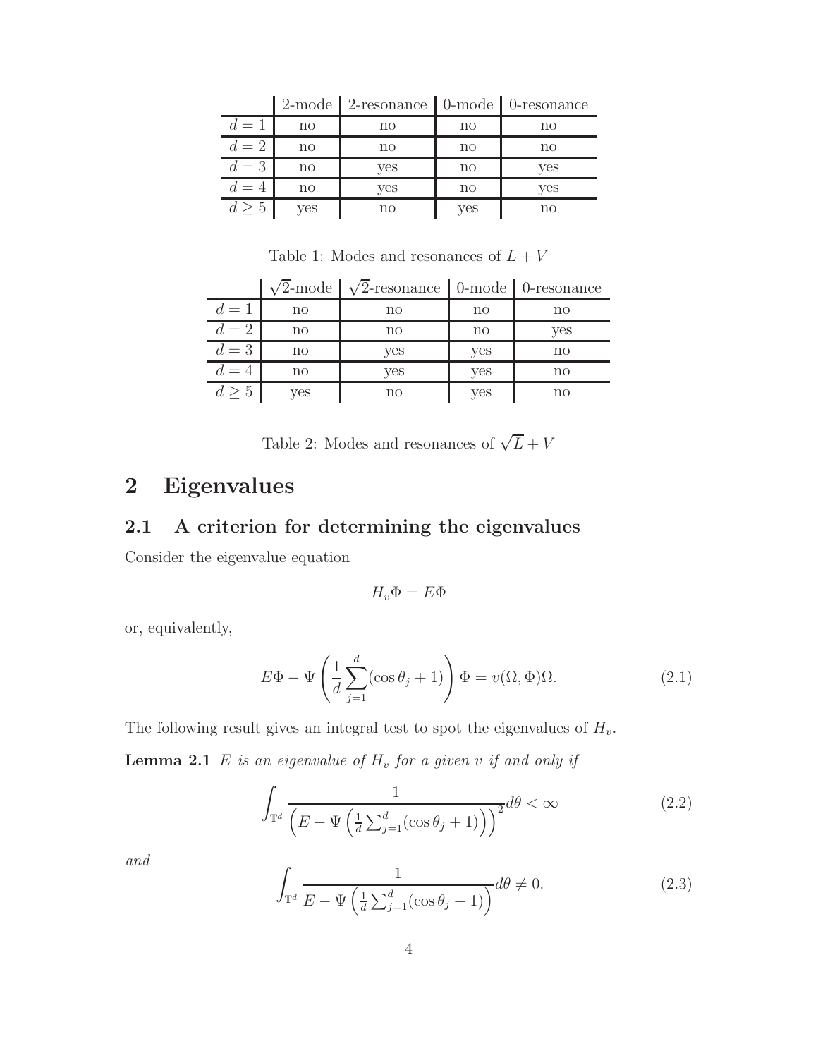|  | 2-mode | 2-resonance | 0-mode | 0-resonance |
|---|---|---|---|---|
| $d = 1$ | no | no | no | no |
| $d = 2$ | no | no | no | no |
| $d = 3$ | no | yes | no | yes |
| $d = 4$ | no | yes | no | yes |
| $d \geq 5$ | yes | no | yes | no |

Table 1: Modes and resonances of $L + V$

|  | $\sqrt{2}$-mode | $\sqrt{2}$-resonance | 0-mode | 0-resonance |
|---|---|---|---|---|
| $d = 1$ | no | no | no | no |
| $d = 2$ | no | no | no | yes |
| $d = 3$ | no | yes | yes | no |
| $d = 4$ | no | yes | yes | no |
| $d \geq 5$ | yes | no | yes | no |

Table 2: Modes and resonances of $\sqrt{L} + V$

# 2 Eigenvalues

## 2.1 A criterion for determining the eigenvalues

Consider the eigenvalue equation

$$H_v \Phi = E \Phi$$

or, equivalently,

$$E\Phi - \Psi \left( \frac{1}{d} \sum_{j=1}^{d} (\cos \theta_j + 1) \right) \Phi = v(\Omega, \Phi) \Omega. \tag{2.1}$$

The following result gives an integral test to spot the eigenvalues of $H_v$.

**Lemma 2.1** *$E$ is an eigenvalue of $H_v$ for a given $v$ if and only if*

$$\int_{\mathbb{T}^d} \frac{1}{\left( E - \Psi \left( \frac{1}{d} \sum_{j=1}^{d} (\cos \theta_j + 1) \right) \right)^2} d\theta < \infty \tag{2.2}$$

*and*

$$\int_{\mathbb{T}^d} \frac{1}{E - \Psi \left( \frac{1}{d} \sum_{j=1}^{d} (\cos \theta_j + 1) \right)} d\theta \neq 0. \tag{2.3}$$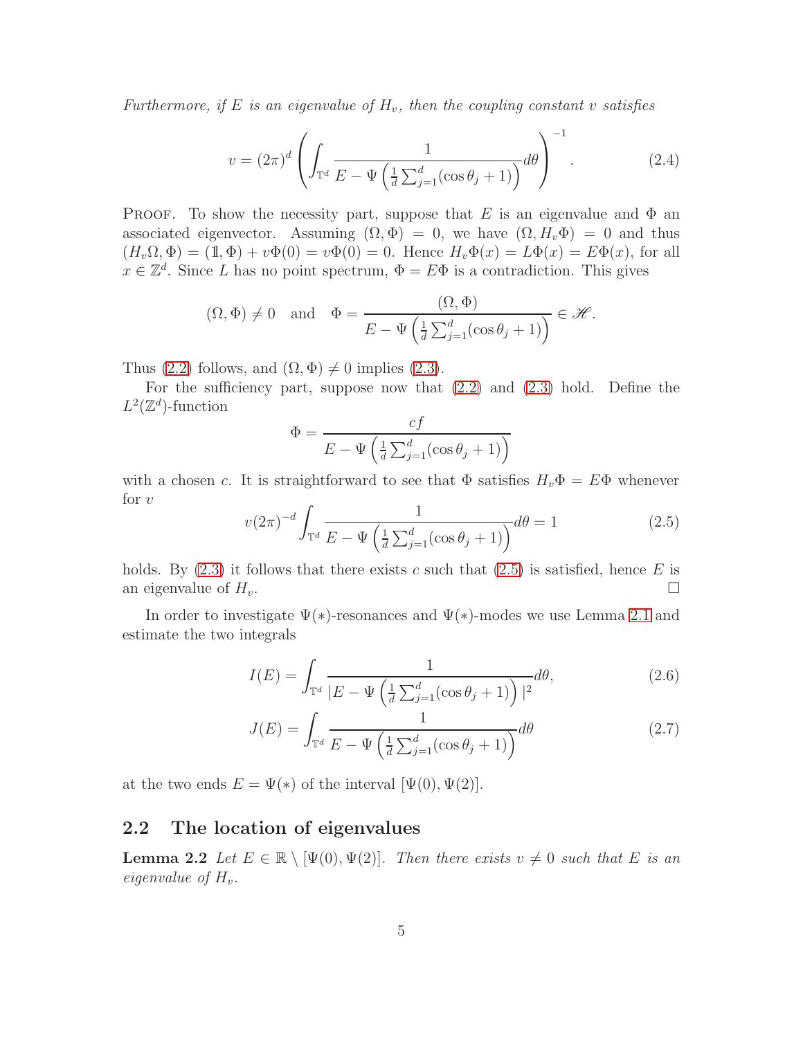*Furthermore, if $E$ is an eigenvalue of $H_v$, then the coupling constant $v$ satisfies*

$$v = (2\pi)^d \left( \int_{\mathbb{T}^d} \frac{1}{E - \Psi\left(\frac{1}{d}\sum_{j=1}^d (\cos\theta_j + 1)\right)} d\theta \right)^{-1}. \tag{2.4}$$

Proof. To show the necessity part, suppose that $E$ is an eigenvalue and $\Phi$ an associated eigenvector. Assuming $(\Omega, \Phi) = 0$, we have $(\Omega, H_v\Phi) = 0$ and thus $(H_v\Omega, \Phi) = (\mathbb{1}, \Phi) + v\Phi(0) = v\Phi(0) = 0$. Hence $H_v\Phi(x) = L\Phi(x) = E\Phi(x)$, for all $x \in \mathbb{Z}^d$. Since $L$ has no point spectrum, $\Phi = E\Phi$ is a contradiction. This gives

$$(\Omega, \Phi) \neq 0 \quad \text{and} \quad \Phi = \frac{(\Omega, \Phi)}{E - \Psi\left(\frac{1}{d}\sum_{j=1}^d (\cos\theta_j + 1)\right)} \in \mathscr{H}.$$

Thus (2.2) follows, and $(\Omega, \Phi) \neq 0$ implies (2.3).

For the sufficiency part, suppose now that (2.2) and (2.3) hold. Define the $L^2(\mathbb{Z}^d)$-function

$$\Phi = \frac{cf}{E - \Psi\left(\frac{1}{d}\sum_{j=1}^d (\cos\theta_j + 1)\right)}$$

with a chosen $c$. It is straightforward to see that $\Phi$ satisfies $H_v\Phi = E\Phi$ whenever for $v$

$$v(2\pi)^{-d} \int_{\mathbb{T}^d} \frac{1}{E - \Psi\left(\frac{1}{d}\sum_{j=1}^d (\cos\theta_j + 1)\right)} d\theta = 1 \tag{2.5}$$

holds. By (2.3) it follows that there exists $c$ such that (2.5) is satisfied, hence $E$ is an eigenvalue of $H_v$. $\square$

In order to investigate $\Psi(*)$-resonances and $\Psi(*)$-modes we use Lemma 2.1 and estimate the two integrals

$$I(E) = \int_{\mathbb{T}^d} \frac{1}{|E - \Psi\left(\frac{1}{d}\sum_{j=1}^d (\cos\theta_j + 1)\right)|^2} d\theta, \tag{2.6}$$

$$J(E) = \int_{\mathbb{T}^d} \frac{1}{E - \Psi\left(\frac{1}{d}\sum_{j=1}^d (\cos\theta_j + 1)\right)} d\theta \tag{2.7}$$

at the two ends $E = \Psi(*)$ of the interval $[\Psi(0), \Psi(2)]$.

## 2.2 The location of eigenvalues

**Lemma 2.2** *Let $E \in \mathbb{R} \setminus [\Psi(0), \Psi(2)]$. Then there exists $v \neq 0$ such that $E$ is an eigenvalue of $H_v$.*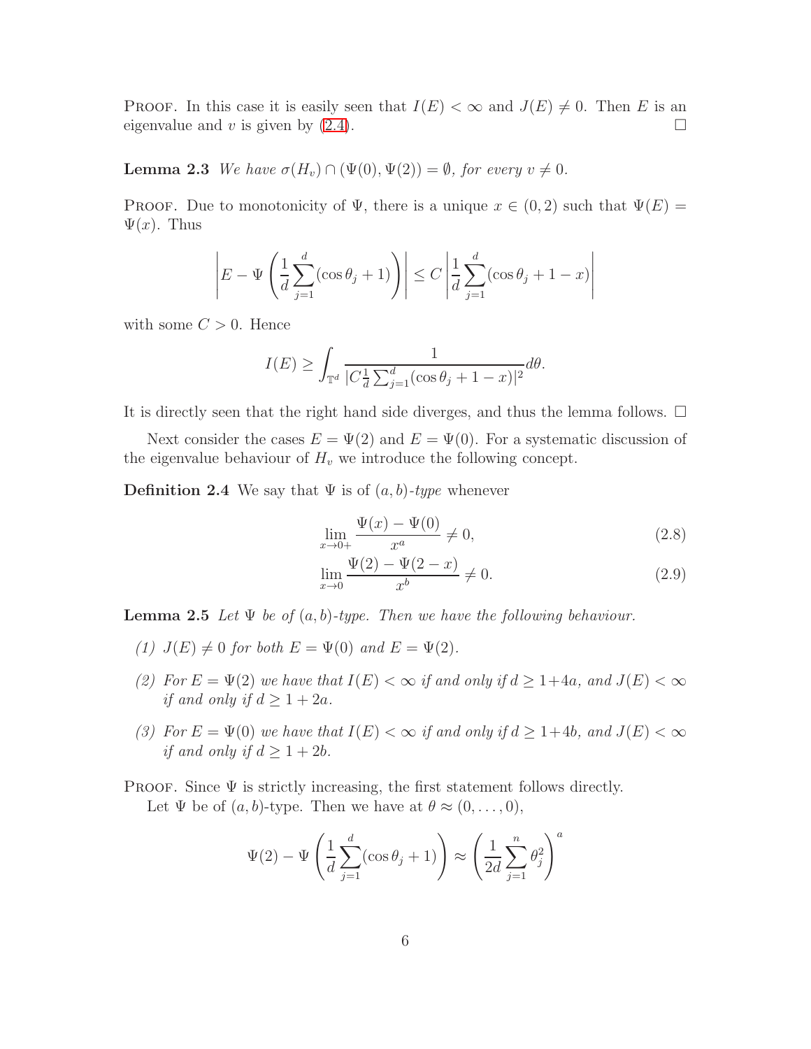PROOF. In this case it is easily seen that $I(E) < \infty$ and $J(E) \neq 0$. Then $E$ is an eigenvalue and $v$ is given by (2.4). $\square$

**Lemma 2.3** *We have $\sigma(H_v) \cap (\Psi(0), \Psi(2)) = \emptyset$, for every $v \neq 0$.*

PROOF. Due to monotonicity of $\Psi$, there is a unique $x \in (0, 2)$ such that $\Psi(E) = \Psi(x)$. Thus

$$\left| E - \Psi\left(\frac{1}{d}\sum_{j=1}^{d}(\cos\theta_j + 1)\right)\right| \leq C \left|\frac{1}{d}\sum_{j=1}^{d}(\cos\theta_j + 1 - x)\right|$$

with some $C > 0$. Hence

$$I(E) \geq \int_{\mathbb{T}^d} \frac{1}{|C\frac{1}{d}\sum_{j=1}^{d}(\cos\theta_j + 1 - x)|^2} d\theta.$$

It is directly seen that the right hand side diverges, and thus the lemma follows. $\square$

Next consider the cases $E = \Psi(2)$ and $E = \Psi(0)$. For a systematic discussion of the eigenvalue behaviour of $H_v$ we introduce the following concept.

**Definition 2.4** We say that $\Psi$ is of *$(a, b)$-type* whenever

$$\lim_{x \to 0+} \frac{\Psi(x) - \Psi(0)}{x^a} \neq 0, \tag{2.8}$$

$$\lim_{x \to 0} \frac{\Psi(2) - \Psi(2 - x)}{x^b} \neq 0. \tag{2.9}$$

**Lemma 2.5** *Let $\Psi$ be of $(a, b)$-type. Then we have the following behaviour.*

*(1) $J(E) \neq 0$ for both $E = \Psi(0)$ and $E = \Psi(2)$.*

*(2) For $E = \Psi(2)$ we have that $I(E) < \infty$ if and only if $d \geq 1+4a$, and $J(E) < \infty$ if and only if $d \geq 1 + 2a$.*

*(3) For $E = \Psi(0)$ we have that $I(E) < \infty$ if and only if $d \geq 1+4b$, and $J(E) < \infty$ if and only if $d \geq 1 + 2b$.*

PROOF. Since $\Psi$ is strictly increasing, the first statement follows directly.

Let $\Psi$ be of $(a, b)$-type. Then we have at $\theta \approx (0, \ldots, 0)$,

$$\Psi(2) - \Psi\left(\frac{1}{d}\sum_{j=1}^{d}(\cos\theta_j + 1)\right) \approx \left(\frac{1}{2d}\sum_{j=1}^{n}\theta_j^2\right)^a$$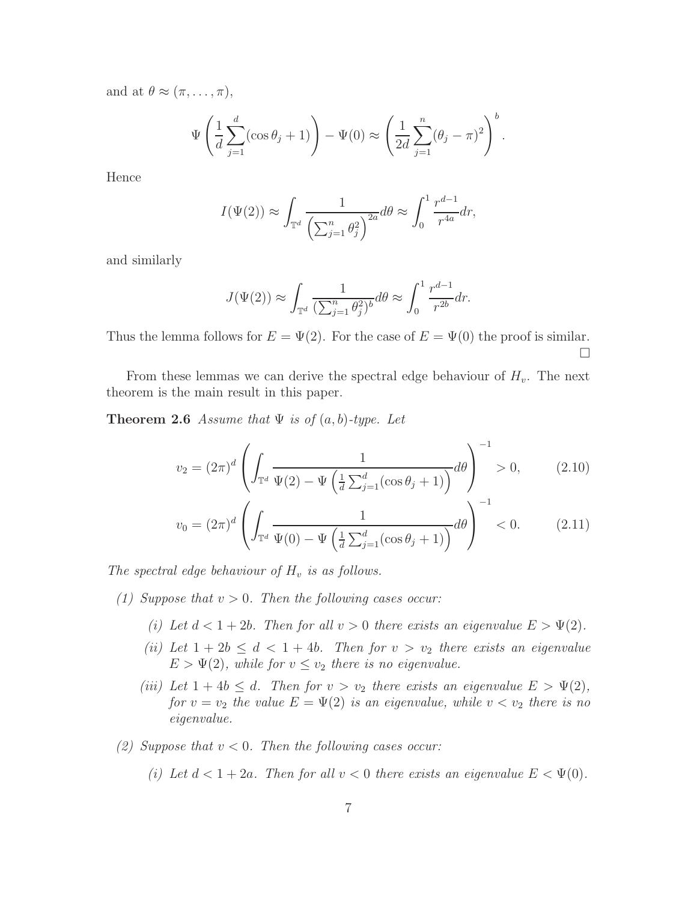and at $\theta \approx (\pi, \ldots, \pi)$,

$$\Psi\left(\frac{1}{d}\sum_{j=1}^{d}(\cos\theta_j + 1)\right) - \Psi(0) \approx \left(\frac{1}{2d}\sum_{j=1}^{n}(\theta_j - \pi)^2\right)^b.$$

Hence

$$I(\Psi(2)) \approx \int_{\mathbb{T}^d} \frac{1}{\left(\sum_{j=1}^{n}\theta_j^2\right)^{2a}} d\theta \approx \int_0^1 \frac{r^{d-1}}{r^{4a}} dr,$$

and similarly

$$J(\Psi(2)) \approx \int_{\mathbb{T}^d} \frac{1}{\left(\sum_{j=1}^{n}\theta_j^2\right)^{b}} d\theta \approx \int_0^1 \frac{r^{d-1}}{r^{2b}} dr.$$

Thus the lemma follows for $E = \Psi(2)$. For the case of $E = \Psi(0)$ the proof is similar. □

From these lemmas we can derive the spectral edge behaviour of $H_v$. The next theorem is the main result in this paper.

**Theorem 2.6** *Assume that $\Psi$ is of $(a, b)$-type. Let*

$$v_2 = (2\pi)^d \left(\int_{\mathbb{T}^d} \frac{1}{\Psi(2) - \Psi\left(\frac{1}{d}\sum_{j=1}^{d}(\cos\theta_j + 1)\right)} d\theta\right)^{-1} > 0, \tag{2.10}$$

$$v_0 = (2\pi)^d \left(\int_{\mathbb{T}^d} \frac{1}{\Psi(0) - \Psi\left(\frac{1}{d}\sum_{j=1}^{d}(\cos\theta_j + 1)\right)} d\theta\right)^{-1} < 0. \tag{2.11}$$

*The spectral edge behaviour of $H_v$ is as follows.*

*(1) Suppose that $v > 0$. Then the following cases occur:*

- *(i) Let $d < 1 + 2b$. Then for all $v > 0$ there exists an eigenvalue $E > \Psi(2)$.*
- *(ii) Let $1 + 2b \le d < 1 + 4b$. Then for $v > v_2$ there exists an eigenvalue $E > \Psi(2)$, while for $v \le v_2$ there is no eigenvalue.*
- *(iii) Let $1 + 4b \le d$. Then for $v > v_2$ there exists an eigenvalue $E > \Psi(2)$, for $v = v_2$ the value $E = \Psi(2)$ is an eigenvalue, while $v < v_2$ there is no eigenvalue.*

*(2) Suppose that $v < 0$. Then the following cases occur:*

- *(i) Let $d < 1 + 2a$. Then for all $v < 0$ there exists an eigenvalue $E < \Psi(0)$.*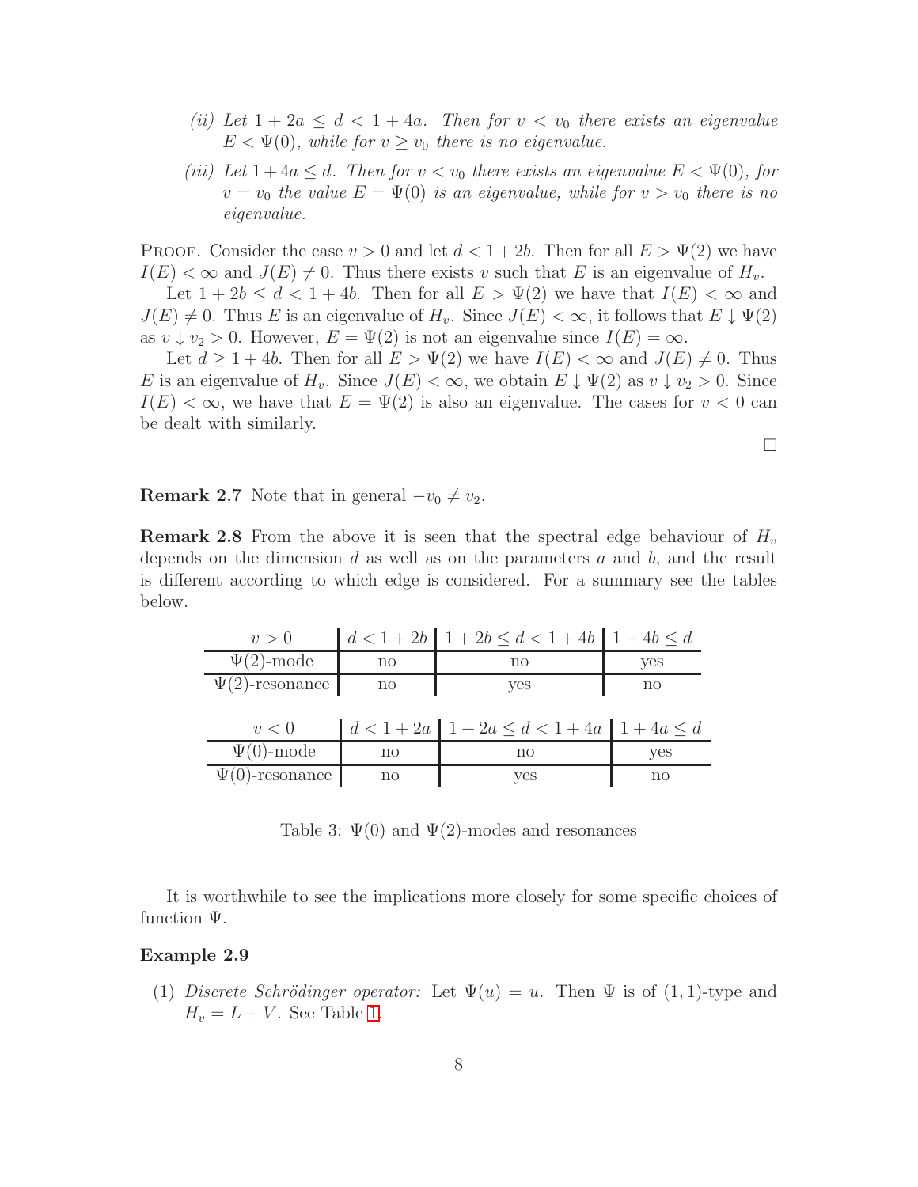(ii) *Let $1 + 2a \leq d < 1 + 4a$. Then for $v < v_0$ there exists an eigenvalue $E < \Psi(0)$, while for $v \geq v_0$ there is no eigenvalue.*

(iii) *Let $1 + 4a \leq d$. Then for $v < v_0$ there exists an eigenvalue $E < \Psi(0)$, for $v = v_0$ the value $E = \Psi(0)$ is an eigenvalue, while for $v > v_0$ there is no eigenvalue.*

Proof. Consider the case $v > 0$ and let $d < 1 + 2b$. Then for all $E > \Psi(2)$ we have $I(E) < \infty$ and $J(E) \neq 0$. Thus there exists $v$ such that $E$ is an eigenvalue of $H_v$.

Let $1 + 2b \leq d < 1 + 4b$. Then for all $E > \Psi(2)$ we have that $I(E) < \infty$ and $J(E) \neq 0$. Thus $E$ is an eigenvalue of $H_v$. Since $J(E) < \infty$, it follows that $E \downarrow \Psi(2)$ as $v \downarrow v_2 > 0$. However, $E = \Psi(2)$ is not an eigenvalue since $I(E) = \infty$.

Let $d \geq 1 + 4b$. Then for all $E > \Psi(2)$ we have $I(E) < \infty$ and $J(E) \neq 0$. Thus $E$ is an eigenvalue of $H_v$. Since $J(E) < \infty$, we obtain $E \downarrow \Psi(2)$ as $v \downarrow v_2 > 0$. Since $I(E) < \infty$, we have that $E = \Psi(2)$ is also an eigenvalue. The cases for $v < 0$ can be dealt with similarly.

□

**Remark 2.7** Note that in general $-v_0 \neq v_2$.

**Remark 2.8** From the above it is seen that the spectral edge behaviour of $H_v$ depends on the dimension $d$ as well as on the parameters $a$ and $b$, and the result is different according to which edge is considered. For a summary see the tables below.

| $v > 0$ | $d < 1 + 2b$ | $1 + 2b \leq d < 1 + 4b$ | $1 + 4b \leq d$ |
|---|---|---|---|
| $\Psi(2)$-mode | no | no | yes |
| $\Psi(2)$-resonance | no | yes | no |

| $v < 0$ | $d < 1 + 2a$ | $1 + 2a \leq d < 1 + 4a$ | $1 + 4a \leq d$ |
|---|---|---|---|
| $\Psi(0)$-mode | no | no | yes |
| $\Psi(0)$-resonance | no | yes | no |

Table 3: $\Psi(0)$ and $\Psi(2)$-modes and resonances

It is worthwhile to see the implications more closely for some specific choices of function $\Psi$.

**Example 2.9**

(1) *Discrete Schrödinger operator:* Let $\Psi(u) = u$. Then $\Psi$ is of $(1, 1)$-type and $H_v = L + V$. See Table 1.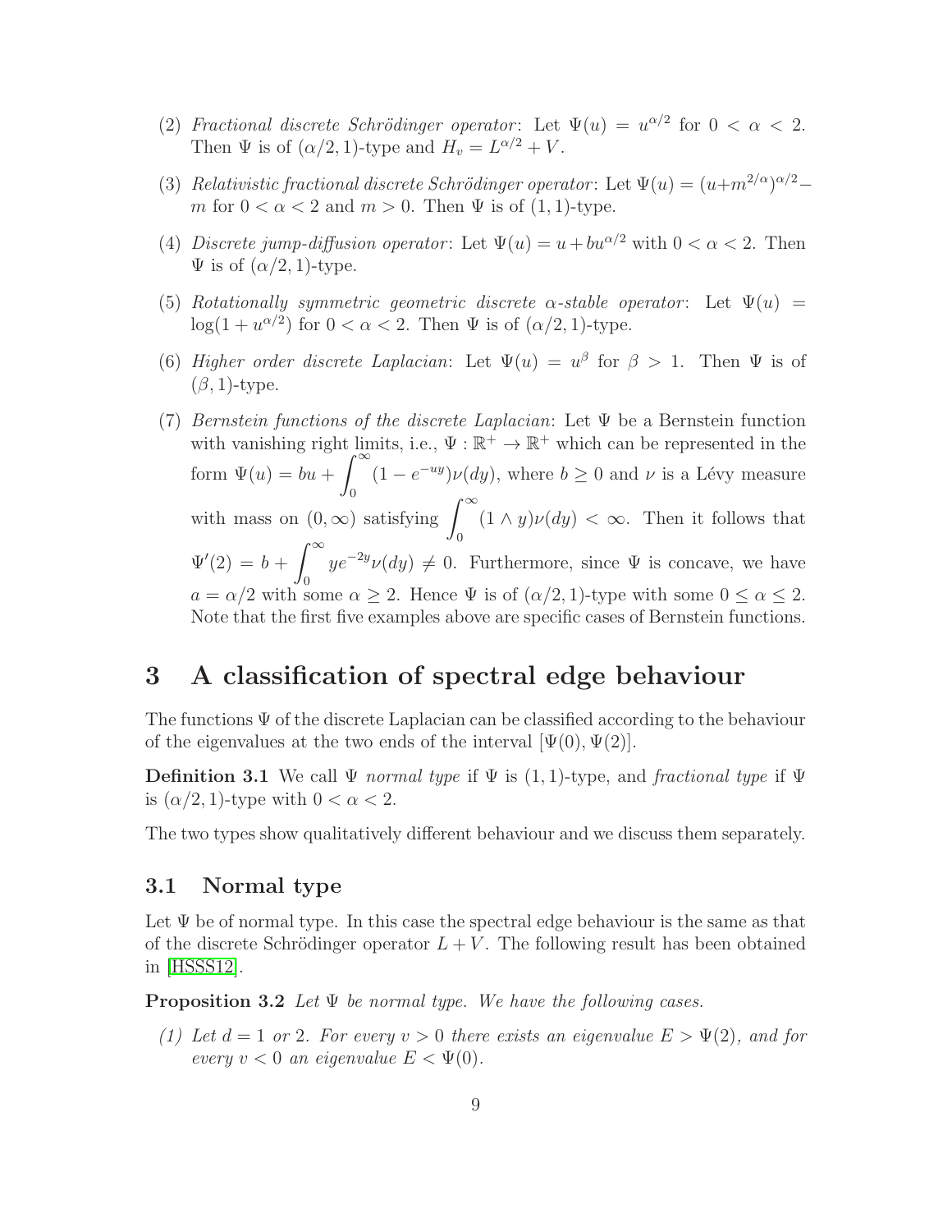(2) *Fractional discrete Schrödinger operator*: Let $\Psi(u) = u^{\alpha/2}$ for $0 < \alpha < 2$. Then $\Psi$ is of $(\alpha/2, 1)$-type and $H_v = L^{\alpha/2} + V$.

(3) *Relativistic fractional discrete Schrödinger operator*: Let $\Psi(u) = (u+m^{2/\alpha})^{\alpha/2} - m$ for $0 < \alpha < 2$ and $m > 0$. Then $\Psi$ is of $(1, 1)$-type.

(4) *Discrete jump-diffusion operator*: Let $\Psi(u) = u + bu^{\alpha/2}$ with $0 < \alpha < 2$. Then $\Psi$ is of $(\alpha/2, 1)$-type.

(5) *Rotationally symmetric geometric discrete $\alpha$-stable operator*: Let $\Psi(u) = \log(1 + u^{\alpha/2})$ for $0 < \alpha < 2$. Then $\Psi$ is of $(\alpha/2, 1)$-type.

(6) *Higher order discrete Laplacian*: Let $\Psi(u) = u^\beta$ for $\beta > 1$. Then $\Psi$ is of $(\beta, 1)$-type.

(7) *Bernstein functions of the discrete Laplacian*: Let $\Psi$ be a Bernstein function with vanishing right limits, i.e., $\Psi : \mathbb{R}^+ \to \mathbb{R}^+$ which can be represented in the form $\Psi(u) = bu + \int_0^\infty (1 - e^{-uy})\nu(dy)$, where $b \geq 0$ and $\nu$ is a Lévy measure with mass on $(0, \infty)$ satisfying $\int_0^\infty (1 \wedge y)\nu(dy) < \infty$. Then it follows that $\Psi'(2) = b + \int_0^\infty ye^{-2y}\nu(dy) \neq 0$. Furthermore, since $\Psi$ is concave, we have $a = \alpha/2$ with some $\alpha \geq 2$. Hence $\Psi$ is of $(\alpha/2, 1)$-type with some $0 \leq \alpha \leq 2$. Note that the first five examples above are specific cases of Bernstein functions.

# 3 A classification of spectral edge behaviour

The functions $\Psi$ of the discrete Laplacian can be classified according to the behaviour of the eigenvalues at the two ends of the interval $[\Psi(0), \Psi(2)]$.

**Definition 3.1** We call $\Psi$ *normal type* if $\Psi$ is $(1, 1)$-type, and *fractional type* if $\Psi$ is $(\alpha/2, 1)$-type with $0 < \alpha < 2$.

The two types show qualitatively different behaviour and we discuss them separately.

## 3.1 Normal type

Let $\Psi$ be of normal type. In this case the spectral edge behaviour is the same as that of the discrete Schrödinger operator $L + V$. The following result has been obtained in [HSSS12].

**Proposition 3.2** *Let $\Psi$ be normal type. We have the following cases.*

*(1) Let $d = 1$ or 2. For every $v > 0$ there exists an eigenvalue $E > \Psi(2)$, and for every $v < 0$ an eigenvalue $E < \Psi(0)$.*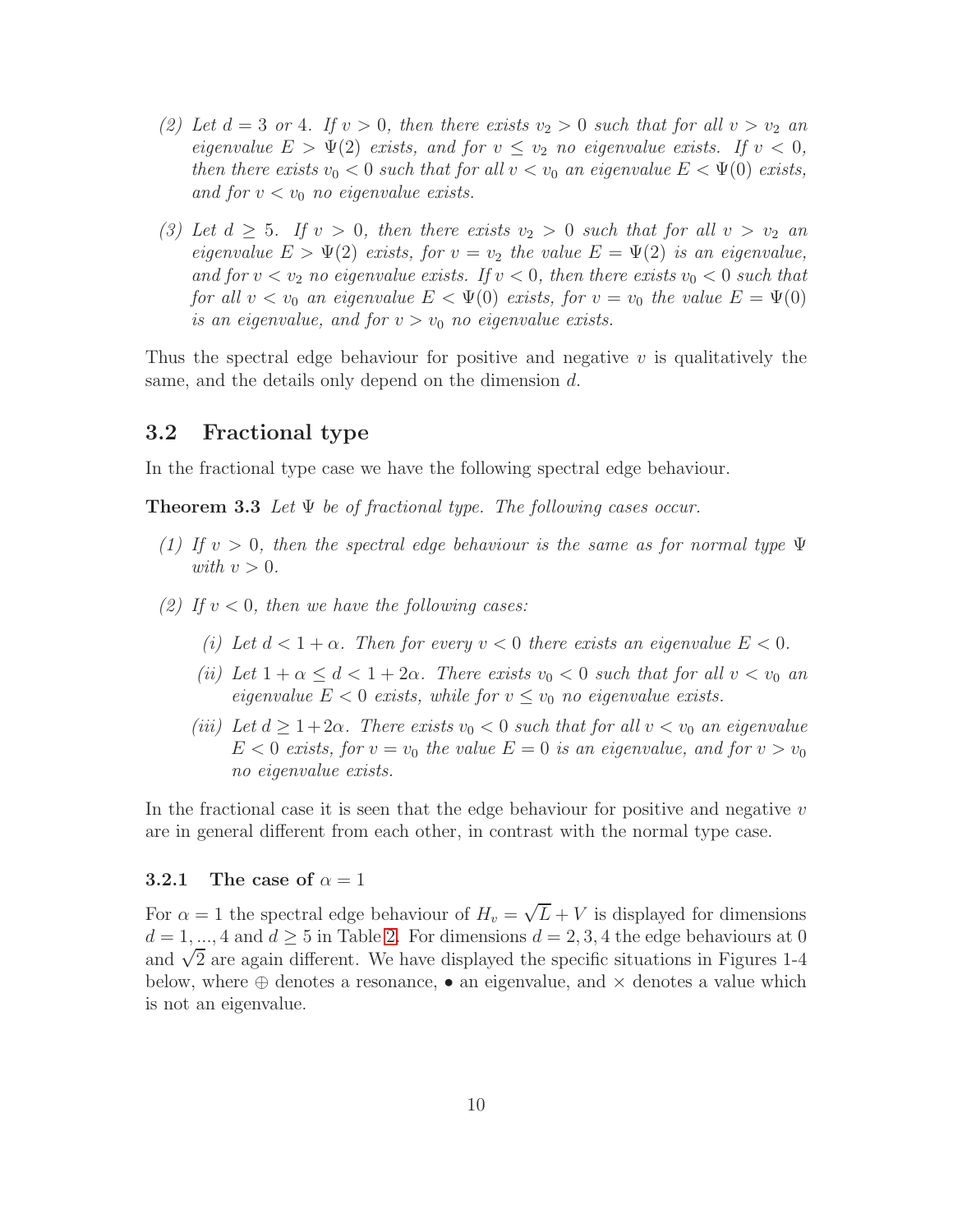(2) *Let $d = 3$ or 4. If $v > 0$, then there exists $v_2 > 0$ such that for all $v > v_2$ an eigenvalue $E > \Psi(2)$ exists, and for $v \leq v_2$ no eigenvalue exists. If $v < 0$, then there exists $v_0 < 0$ such that for all $v < v_0$ an eigenvalue $E < \Psi(0)$ exists, and for $v < v_0$ no eigenvalue exists.*

(3) *Let $d \geq 5$. If $v > 0$, then there exists $v_2 > 0$ such that for all $v > v_2$ an eigenvalue $E > \Psi(2)$ exists, for $v = v_2$ the value $E = \Psi(2)$ is an eigenvalue, and for $v < v_2$ no eigenvalue exists. If $v < 0$, then there exists $v_0 < 0$ such that for all $v < v_0$ an eigenvalue $E < \Psi(0)$ exists, for $v = v_0$ the value $E = \Psi(0)$ is an eigenvalue, and for $v > v_0$ no eigenvalue exists.*

Thus the spectral edge behaviour for positive and negative $v$ is qualitatively the same, and the details only depend on the dimension $d$.

## 3.2 Fractional type

In the fractional type case we have the following spectral edge behaviour.

**Theorem 3.3** *Let $\Psi$ be of fractional type. The following cases occur.*

(1) *If $v > 0$, then the spectral edge behaviour is the same as for normal type $\Psi$ with $v > 0$.*

(2) *If $v < 0$, then we have the following cases:*

   (i) *Let $d < 1 + \alpha$. Then for every $v < 0$ there exists an eigenvalue $E < 0$.*

   (ii) *Let $1 + \alpha \leq d < 1 + 2\alpha$. There exists $v_0 < 0$ such that for all $v < v_0$ an eigenvalue $E < 0$ exists, while for $v \leq v_0$ no eigenvalue exists.*

   (iii) *Let $d \geq 1 + 2\alpha$. There exists $v_0 < 0$ such that for all $v < v_0$ an eigenvalue $E < 0$ exists, for $v = v_0$ the value $E = 0$ is an eigenvalue, and for $v > v_0$ no eigenvalue exists.*

In the fractional case it is seen that the edge behaviour for positive and negative $v$ are in general different from each other, in contrast with the normal type case.

### 3.2.1 The case of $\alpha = 1$

For $\alpha = 1$ the spectral edge behaviour of $H_v = \sqrt{L} + V$ is displayed for dimensions $d = 1, ..., 4$ and $d \geq 5$ in Table 2. For dimensions $d = 2, 3, 4$ the edge behaviours at 0 and $\sqrt{2}$ are again different. We have displayed the specific situations in Figures 1-4 below, where $\oplus$ denotes a resonance, $\bullet$ an eigenvalue, and $\times$ denotes a value which is not an eigenvalue.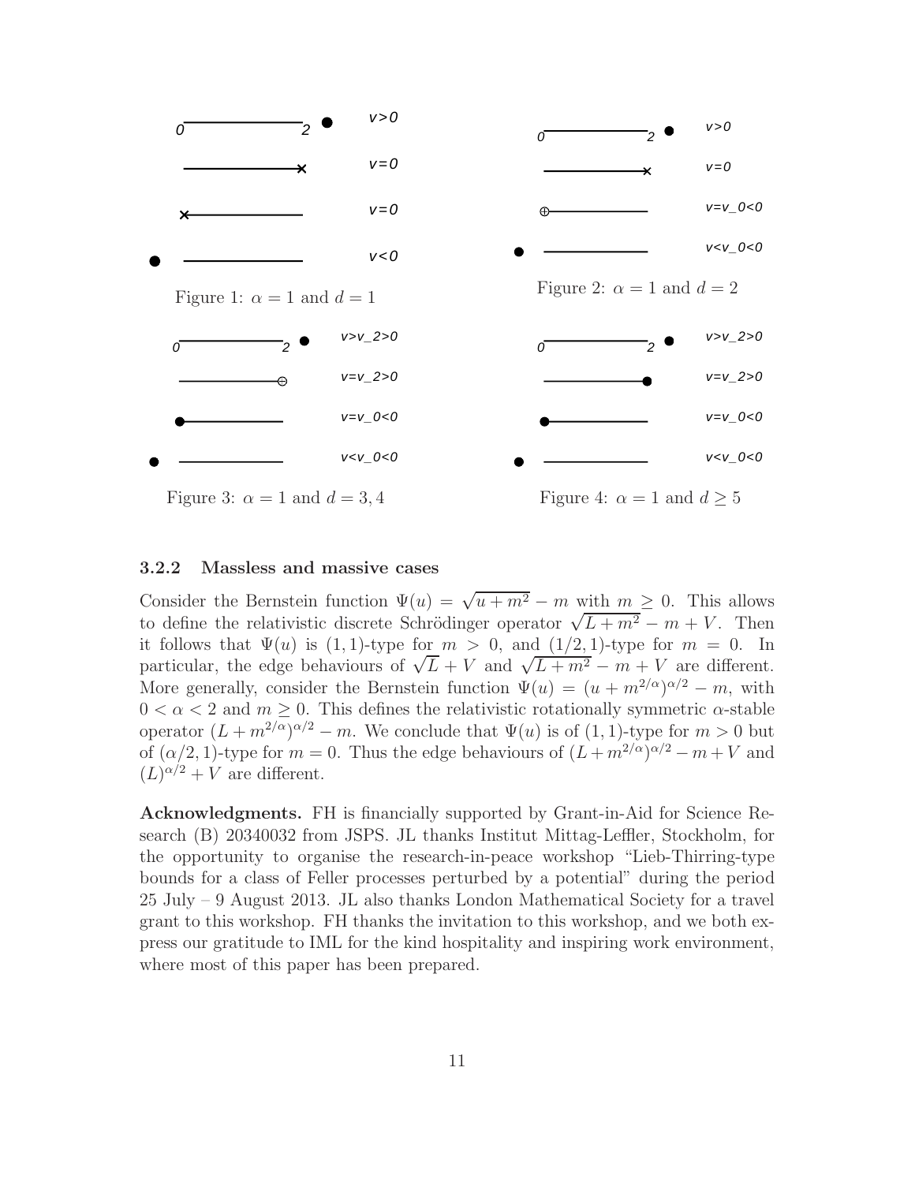Figure 1: $\alpha = 1$ and $d = 1$

Figure 2: $\alpha = 1$ and $d = 2$

Figure 3: $\alpha = 1$ and $d = 3, 4$

Figure 4: $\alpha = 1$ and $d \geq 5$

### 3.2.2 Massless and massive cases

Consider the Bernstein function $\Psi(u) = \sqrt{u + m^2} - m$ with $m \geq 0$. This allows to define the relativistic discrete Schrödinger operator $\sqrt{L + m^2} - m + V$. Then it follows that $\Psi(u)$ is $(1, 1)$-type for $m > 0$, and $(1/2, 1)$-type for $m = 0$. In particular, the edge behaviours of $\sqrt{L} + V$ and $\sqrt{L + m^2} - m + V$ are different. More generally, consider the Bernstein function $\Psi(u) = (u + m^{2/\alpha})^{\alpha/2} - m$, with $0 < \alpha < 2$ and $m \geq 0$. This defines the relativistic rotationally symmetric $\alpha$-stable operator $(L + m^{2/\alpha})^{\alpha/2} - m$. We conclude that $\Psi(u)$ is of $(1, 1)$-type for $m > 0$ but of $(\alpha/2, 1)$-type for $m = 0$. Thus the edge behaviours of $(L + m^{2/\alpha})^{\alpha/2} - m + V$ and $(L)^{\alpha/2} + V$ are different.

**Acknowledgments.** FH is financially supported by Grant-in-Aid for Science Research (B) 20340032 from JSPS. JL thanks Institut Mittag-Leffler, Stockholm, for the opportunity to organise the research-in-peace workshop "Lieb-Thirring-type bounds for a class of Feller processes perturbed by a potential" during the period 25 July – 9 August 2013. JL also thanks London Mathematical Society for a travel grant to this workshop. FH thanks the invitation to this workshop, and we both express our gratitude to IML for the kind hospitality and inspiring work environment, where most of this paper has been prepared.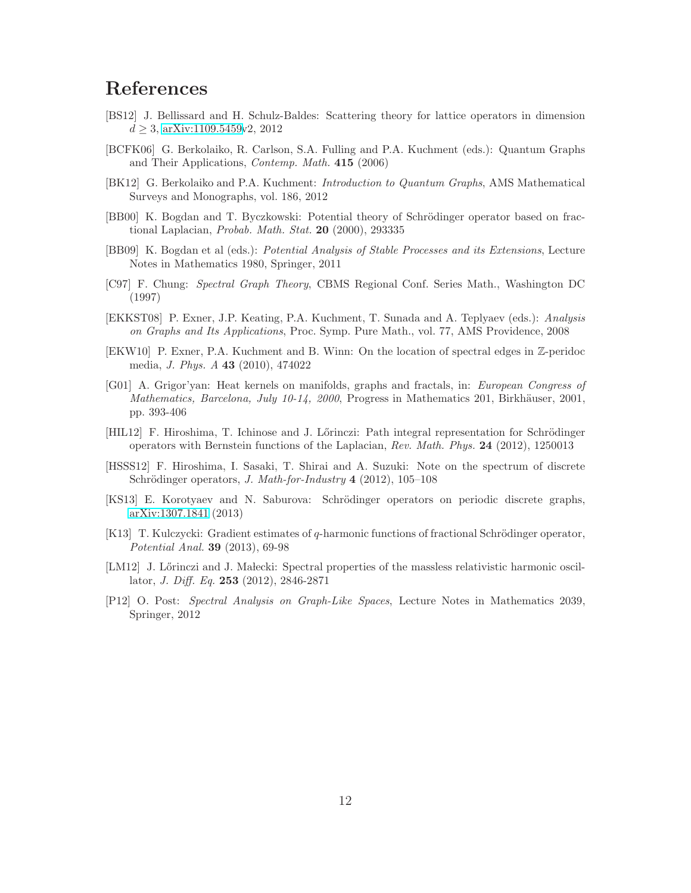# References

[BS12] J. Bellissard and H. Schulz-Baldes: Scattering theory for lattice operators in dimension $d \geq 3$, arXiv:1109.5459v2, 2012

[BCFK06] G. Berkolaiko, R. Carlson, S.A. Fulling and P.A. Kuchment (eds.): Quantum Graphs and Their Applications, *Contemp. Math.* **415** (2006)

[BK12] G. Berkolaiko and P.A. Kuchment: *Introduction to Quantum Graphs*, AMS Mathematical Surveys and Monographs, vol. 186, 2012

[BB00] K. Bogdan and T. Byczkowski: Potential theory of Schrödinger operator based on fractional Laplacian, *Probab. Math. Stat.* **20** (2000), 293335

[BB09] K. Bogdan et al (eds.): *Potential Analysis of Stable Processes and its Extensions*, Lecture Notes in Mathematics 1980, Springer, 2011

[C97] F. Chung: *Spectral Graph Theory*, CBMS Regional Conf. Series Math., Washington DC (1997)

[EKKST08] P. Exner, J.P. Keating, P.A. Kuchment, T. Sunada and A. Teplyaev (eds.): *Analysis on Graphs and Its Applications*, Proc. Symp. Pure Math., vol. 77, AMS Providence, 2008

[EKW10] P. Exner, P.A. Kuchment and B. Winn: On the location of spectral edges in $\mathbb{Z}$-peridoc media, *J. Phys. A* **43** (2010), 474022

[G01] A. Grigor'yan: Heat kernels on manifolds, graphs and fractals, in: *European Congress of Mathematics, Barcelona, July 10-14, 2000*, Progress in Mathematics 201, Birkhäuser, 2001, pp. 393-406

[HIL12] F. Hiroshima, T. Ichinose and J. Lőrinczi: Path integral representation for Schrödinger operators with Bernstein functions of the Laplacian, *Rev. Math. Phys.* **24** (2012), 1250013

[HSSS12] F. Hiroshima, I. Sasaki, T. Shirai and A. Suzuki: Note on the spectrum of discrete Schrödinger operators, *J. Math-for-Industry* **4** (2012), 105–108

[KS13] E. Korotyaev and N. Saburova: Schrödinger operators on periodic discrete graphs, arXiv:1307.1841 (2013)

[K13] T. Kulczycki: Gradient estimates of $q$-harmonic functions of fractional Schrödinger operator, *Potential Anal.* **39** (2013), 69-98

[LM12] J. Lőrinczi and J. Małecki: Spectral properties of the massless relativistic harmonic oscillator, *J. Diff. Eq.* **253** (2012), 2846-2871

[P12] O. Post: *Spectral Analysis on Graph-Like Spaces*, Lecture Notes in Mathematics 2039, Springer, 2012